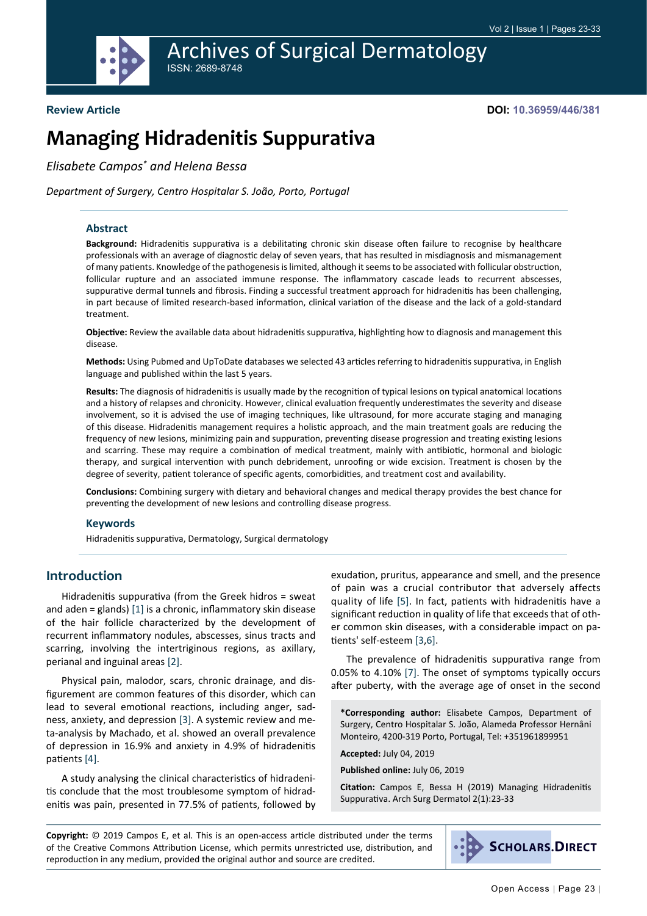# Archives of Surgical Dermatology

ISSN: 2689-8748

**Review Article**

**DOI: 10.36959/446/381**

# Managing Hidradenitis Suppurativa

*Elisabete Campos\* and Helena Bessa*

*Department of Surgery, Centro Hospitalar S. João, Porto, Portugal*

## Abstract

**Background:** Hidradenitis suppurativa is a debilitating chronic skin disease often failure to recognise by healthcare professionals with an average of diagnostic delay of seven years, that has resulted in misdiagnosis and mismanagement of many patients. Knowledge of the pathogenesis is limited, although it seems to be associated with follicular obstruction, follicular rupture and an associated immune response. The inflammatory cascade leads to recurrent abscesses, suppurative dermal tunnels and fibrosis. Finding a successful treatment approach for hidradenitis has been challenging, in part because of limited research-based information, clinical variation of the disease and the lack of a gold-standard treatment.

**Objective:** Review the available data about hidradenitis suppurativa, highlighting how to diagnosis and management this disease.

**Methods:** Using Pubmed and UpToDate databases we selected 43 articles referring to hidradenitis suppurativa, in English language and published within the last 5 years.

**Results:** The diagnosis of hidradenitis is usually made by the recognition of typical lesions on typical anatomical locations and a history of relapses and chronicity. However, clinical evaluation frequently underestimates the severity and disease involvement, so it is advised the use of imaging techniques, like ultrasound, for more accurate staging and managing of this disease. Hidradenitis management requires a holistic approach, and the main treatment goals are reducing the frequency of new lesions, minimizing pain and suppuration, preventing disease progression and treating existing lesions and scarring. These may require a combination of medical treatment, mainly with antibiotic, hormonal and biologic therapy, and surgical intervention with punch debridement, unroofing or wide excision. Treatment is chosen by the degree of severity, patient tolerance of specific agents, comorbidities, and treatment cost and availability.

**Conclusions:** Combining surgery with dietary and behavioral changes and medical therapy provides the best chance for preventing the development of new lesions and controlling disease progress.

### Keywords

Hidradenitis suppurativa, Dermatology, Surgical dermatology

## Introduction

Hidradenitis suppurativa (from the Greek hidros = sweat and aden = glands) [1] is a chronic, inflammatory skin disease of the hair follicle characterized by the development of recurrent inflammatory nodules, abscesses, sinus tracts and scarring, involving the intertriginous regions, as axillary, perianal and inguinal areas [2].

Physical pain, malodor, scars, chronic drainage, and disfigurement are common features of this disorder, which can lead to several emotional reactions, including anger, sadness, anxiety, and depression [3]. A systemic review and meta-analysis by Machado, et al. showed an overall prevalence of depression in 16.9% and anxiety in 4.9% of hidradenitis patients [4].

A study analysing the clinical characteristics of hidradenitis conclude that the most troublesome symptom of hidradenitis was pain, presented in 77.5% of patients, followed by exudation, pruritus, appearance and smell, and the presence of pain was a crucial contributor that adversely affects quality of life [5]. In fact, patients with hidradenitis have a significant reduction in quality of life that exceeds that of other common skin diseases, with a considerable impact on patients' self-esteem [3,6].

The prevalence of hidradenitis suppurativa range from 0.05% to 4.10% [7]. The onset of symptoms typically occurs after puberty, with the average age of onset in the second

**\*Corresponding author:** Elisabete Campos, Department of Surgery, Centro Hospitalar S. João, Alameda Professor Hernâni Monteiro, 4200-319 Porto, Portugal, Tel: +351961899951

**Accepted:** July 04, 2019

**Published online:** July 06, 2019

**Citation:** Campos E, Bessa H (2019) Managing Hidradenitis Suppurativa. Arch Surg Dermatol 2(1):23-33

**Copyright:** © 2019 Campos E, et al. This is an open-access article distributed under the terms of the Creative Commons Attribution License, which permits unrestricted use, distribution, and reproduction in any medium, provided the original author and source are credited.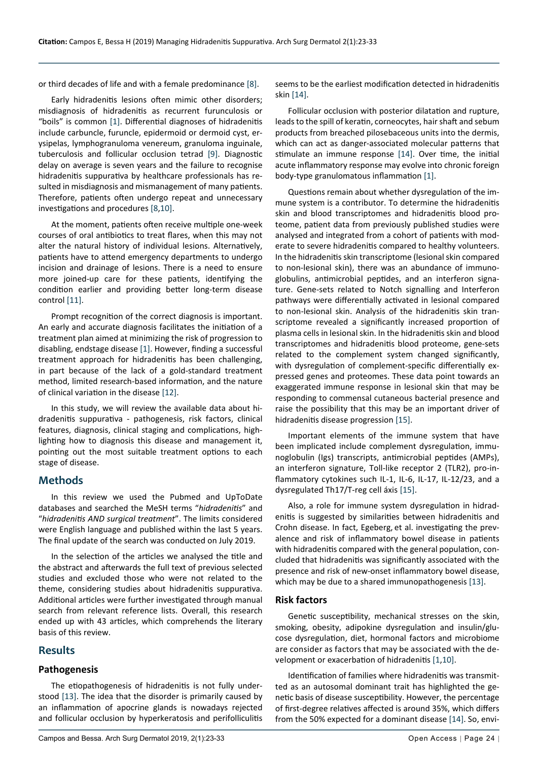or third decades of life and with a female predominance [8].

Early hidradenitis lesions often mimic other disorders; misdiagnosis of hidradenitis as recurrent furunculosis or "boils" is common [1]. Differential diagnoses of hidradenitis include carbuncle, furuncle, epidermoid or dermoid cyst, erysipelas, lymphogranuloma venereum, granuloma inguinale, tuberculosis and follicular occlusion tetrad [9]. Diagnostic delay on average is seven years and the failure to recognise hidradenitis suppurativa by healthcare professionals has resulted in misdiagnosis and mismanagement of many patients. Therefore, patients often undergo repeat and unnecessary investigations and procedures [8,10].

At the moment, patients often receive multiple one-week courses of oral antibiotics to treat flares, when this may not alter the natural history of individual lesions. Alternatively, patients have to attend emergency departments to undergo incision and drainage of lesions. There is a need to ensure more joined-up care for these patients, identifying the condition earlier and providing better long-term disease control [11].

Prompt recognition of the correct diagnosis is important. An early and accurate diagnosis facilitates the initiation of a treatment plan aimed at minimizing the risk of progression to disabling, endstage disease [1]. However, finding a successful treatment approach for hidradenitis has been challenging, in part because of the lack of a gold-standard treatment method, limited research-based information, and the nature of clinical variation in the disease [12].

In this study, we will review the available data about hidradenitis suppurativa - pathogenesis, risk factors, clinical features, diagnosis, clinical staging and complications, highlighting how to diagnosis this disease and management it, pointing out the most suitable treatment options to each stage of disease.

## Methods

In this review we used the Pubmed and UpToDate databases and searched the MeSH terms "*hidradenitis*" and "*hidradenitis AND surgical treatment*". The limits considered were English language and published within the last 5 years. The final update of the search was conducted on July 2019.

In the selection of the articles we analysed the title and the abstract and afterwards the full text of previous selected studies and excluded those who were not related to the theme, considering studies about hidradenitis suppurativa. Additional articles were further investigated through manual search from relevant reference lists. Overall, this research ended up with 43 articles, which comprehends the literary basis of this review.

## Results

### Pathogenesis

The etiopathogenesis of hidradenitis is not fully understood [13]. The idea that the disorder is primarily caused by an inflammation of apocrine glands is nowadays rejected and follicular occlusion by hyperkeratosis and perifolliculitis seems to be the earliest modification detected in hidradenitis skin [14].

Follicular occlusion with posterior dilatation and rupture, leads to the spill of keratin, corneocytes, hair shaft and sebum products from breached pilosebaceous units into the dermis, which can act as danger-associated molecular patterns that stimulate an immune response [14]. Over time, the initial acute inflammatory response may evolve into chronic foreign body-type granulomatous inflammation [1].

Questions remain about whether dysregulation of the immune system is a contributor. To determine the hidradenitis skin and blood transcriptomes and hidradenitis blood proteome, patient data from previously published studies were analysed and integrated from a cohort of patients with moderate to severe hidradenitis compared to healthy volunteers. In the hidradenitis skin transcriptome (lesional skin compared to non-lesional skin), there was an abundance of immunoglobulins, antimicrobial peptides, and an interferon signature. Gene-sets related to Notch signalling and Interferon pathways were differentially activated in lesional compared to non-lesional skin. Analysis of the hidradenitis skin transcriptome revealed a significantly increased proportion of plasma cells in lesional skin. In the hidradenitis skin and blood transcriptomes and hidradenitis blood proteome, gene-sets related to the complement system changed significantly, with dysregulation of complement-specific differentially expressed genes and proteomes. These data point towards an exaggerated immune response in lesional skin that may be responding to commensal cutaneous bacterial presence and raise the possibility that this may be an important driver of hidradenitis disease progression [15].

Important elements of the immune system that have been implicated include complement dysregulation, immunoglobulin (Igs) transcripts, antimicrobial peptides (AMPs), an interferon signature, Toll-like receptor 2 (TLR2), pro-inflammatory cytokines such IL-1, IL-6, IL-17, IL-12/23, and a dysregulated Th17/T-reg cell áxis [15].

Also, a role for immune system dysregulation in hidradenitis is suggested by similarities between hidradenitis and Crohn disease. In fact, Egeberg, et al. investigating the prevalence and risk of inflammatory bowel disease in patients with hidradenitis compared with the general population, concluded that hidradenitis was significantly associated with the presence and risk of new-onset inflammatory bowel disease, which may be due to a shared immunopathogenesis [13].

### Risk factors

Genetic susceptibility, mechanical stresses on the skin, smoking, obesity, adipokine dysregulation and insulin/glucose dysregulation, diet, hormonal factors and microbiome are consider as factors that may be associated with the development or exacerbation of hidradenitis [1,10].

Identification of families where hidradenitis was transmitted as an autosomal dominant trait has highlighted the genetic basis of disease susceptibility. However, the percentage of first-degree relatives affected is around 35%, which differs from the 50% expected for a dominant disease [14]. So, envi-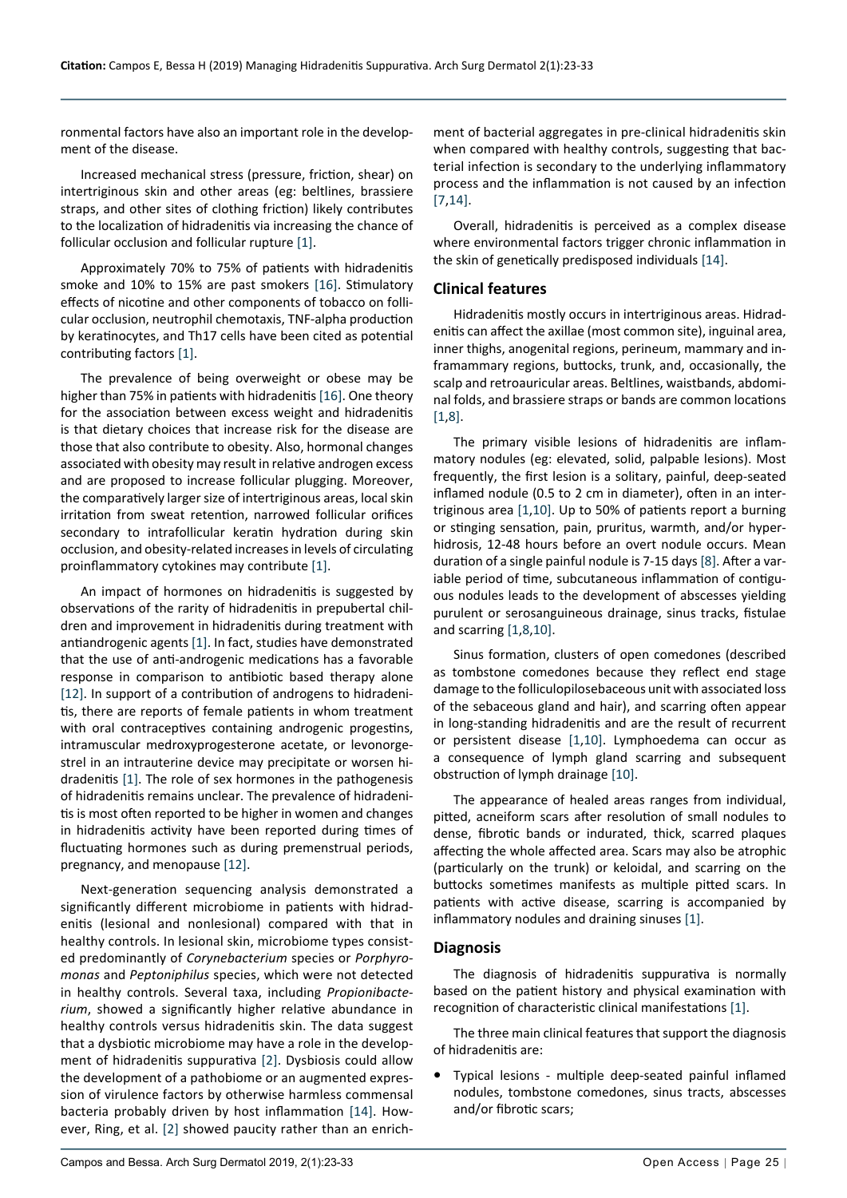ronmental factors have also an important role in the development of the disease.

Increased mechanical stress (pressure, friction, shear) on intertriginous skin and other areas (eg: beltlines, brassiere straps, and other sites of clothing friction) likely contributes to the localization of hidradenitis via increasing the chance of follicular occlusion and follicular rupture [1].

Approximately 70% to 75% of patients with hidradenitis smoke and 10% to 15% are past smokers [16]. Stimulatory effects of nicotine and other components of tobacco on follicular occlusion, neutrophil chemotaxis, TNF-alpha production by keratinocytes, and Th17 cells have been cited as potential contributing factors [1].

The prevalence of being overweight or obese may be higher than 75% in patients with hidradenitis [16]. One theory for the association between excess weight and hidradenitis is that dietary choices that increase risk for the disease are those that also contribute to obesity. Also, hormonal changes associated with obesity may result in relative androgen excess and are proposed to increase follicular plugging. Moreover, the comparatively larger size of intertriginous areas, local skin irritation from sweat retention, narrowed follicular orifices secondary to intrafollicular keratin hydration during skin occlusion, and obesity-related increases in levels of circulating proinflammatory cytokines may contribute [1].

An impact of hormones on hidradenitis is suggested by observations of the rarity of hidradenitis in prepubertal children and improvement in hidradenitis during treatment with antiandrogenic agents [1]. In fact, studies have demonstrated that the use of anti-androgenic medications has a favorable response in comparison to antibiotic based therapy alone [12]. In support of a contribution of androgens to hidradenitis, there are reports of female patients in whom treatment with oral contraceptives containing androgenic progestins, intramuscular medroxyprogesterone acetate, or levonorgestrel in an intrauterine device may precipitate or worsen hidradenitis [1]. The role of sex hormones in the pathogenesis of hidradenitis remains unclear. The prevalence of hidradenitis is most often reported to be higher in women and changes in hidradenitis activity have been reported during times of fluctuating hormones such as during premenstrual periods, pregnancy, and menopause [12].

Next-generation sequencing analysis demonstrated a significantly different microbiome in patients with hidradenitis (lesional and nonlesional) compared with that in healthy controls. In lesional skin, microbiome types consisted predominantly of *Corynebacterium* species or *Porphyromonas* and *Peptoniphilus* species, which were not detected in healthy controls. Several taxa, including *Propionibacterium*, showed a significantly higher relative abundance in healthy controls versus hidradenitis skin. The data suggest that a dysbiotic microbiome may have a role in the development of hidradenitis suppurativa [2]. Dysbiosis could allow the development of a pathobiome or an augmented expression of virulence factors by otherwise harmless commensal bacteria probably driven by host inflammation [14]. However, Ring, et al. [2] showed paucity rather than an enrichment of bacterial aggregates in pre-clinical hidradenitis skin when compared with healthy controls, suggesting that bacterial infection is secondary to the underlying inflammatory process and the inflammation is not caused by an infection [7,14].

Overall, hidradenitis is perceived as a complex disease where environmental factors trigger chronic inflammation in the skin of genetically predisposed individuals [14].

## Clinical features

Hidradenitis mostly occurs in intertriginous areas. Hidradenitis can affect the axillae (most common site), inguinal area, inner thighs, anogenital regions, perineum, mammary and inframammary regions, buttocks, trunk, and, occasionally, the scalp and retroauricular areas. Beltlines, waistbands, abdominal folds, and brassiere straps or bands are common locations [1,8].

The primary visible lesions of hidradenitis are inflammatory nodules (eg: elevated, solid, palpable lesions). Most frequently, the first lesion is a solitary, painful, deep-seated inflamed nodule (0.5 to 2 cm in diameter), often in an intertriginous area [1,10]. Up to 50% of patients report a burning or stinging sensation, pain, pruritus, warmth, and/or hyperhidrosis, 12-48 hours before an overt nodule occurs. Mean duration of a single painful nodule is 7-15 days [8]. After a variable period of time, subcutaneous inflammation of contiguous nodules leads to the development of abscesses yielding purulent or serosanguineous drainage, sinus tracks, fistulae and scarring [1,8,10].

Sinus formation, clusters of open comedones (described as tombstone comedones because they reflect end stage damage to the folliculopilosebaceous unit with associated loss of the sebaceous gland and hair), and scarring often appear in long-standing hidradenitis and are the result of recurrent or persistent disease [1,10]. Lymphoedema can occur as a consequence of lymph gland scarring and subsequent obstruction of lymph drainage [10].

The appearance of healed areas ranges from individual, pitted, acneiform scars after resolution of small nodules to dense, fibrotic bands or indurated, thick, scarred plaques affecting the whole affected area. Scars may also be atrophic (particularly on the trunk) or keloidal, and scarring on the buttocks sometimes manifests as multiple pitted scars. In patients with active disease, scarring is accompanied by inflammatory nodules and draining sinuses [1].

## Diagnosis

The diagnosis of hidradenitis suppurativa is normally based on the patient history and physical examination with recognition of characteristic clinical manifestations [1].

The three main clinical features that support the diagnosis of hidradenitis are:

- Typical lesions - multiple deep-seated painful inflamed nodules, tombstone comedones, sinus tracts, abscesses and/or fibrotic scars;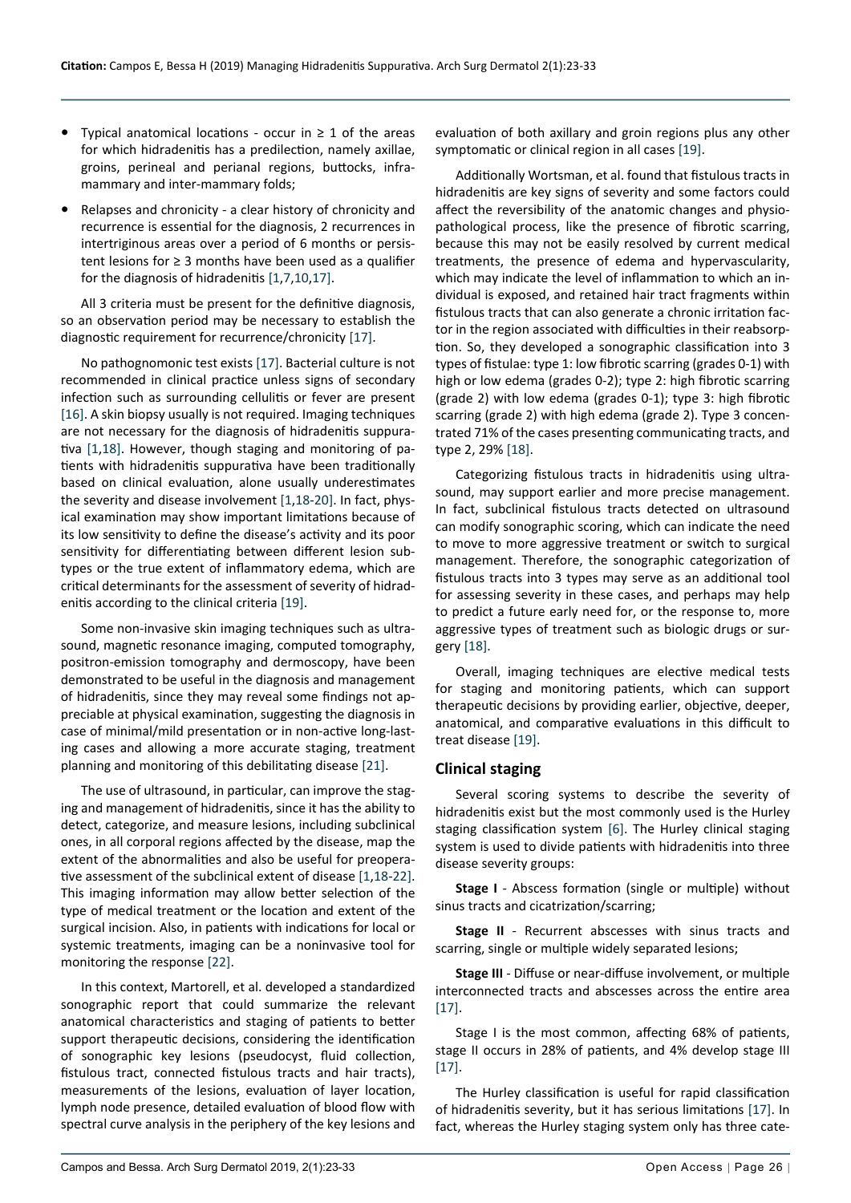- Typical anatomical locations - occur in ≥ 1 of the areas for which hidradenitis has a predilection, namely axillae, groins, perineal and perianal regions, buttocks, infra-mammary and inter-mammary folds;
- Relapses and chronicity - a clear history of chronicity and recurrence is essential for the diagnosis, 2 recurrences in intertriginous areas over a period of 6 months or persistent lesions for ≥ 3 months have been used as a qualifier for the diagnosis of hidradenitis [1,7,10,17].

All 3 criteria must be present for the definitive diagnosis, so an observation period may be necessary to establish the diagnostic requirement for recurrence/chronicity [17].

No pathognomonic test exists [17]. Bacterial culture is not recommended in clinical practice unless signs of secondary infection such as surrounding cellulitis or fever are present [16]. A skin biopsy usually is not required. Imaging techniques are not necessary for the diagnosis of hidradenitis suppurativa [1,18]. However, though staging and monitoring of patients with hidradenitis suppurativa have been traditionally based on clinical evaluation, alone usually underestimates the severity and disease involvement [1,18-20]. In fact, physical examination may show important limitations because of its low sensitivity to define the disease's activity and its poor sensitivity for differentiating between different lesion subtypes or the true extent of inflammatory edema, which are critical determinants for the assessment of severity of hidradenitis according to the clinical criteria [19].

Some non-invasive skin imaging techniques such as ultrasound, magnetic resonance imaging, computed tomography, positron-emission tomography and dermoscopy, have been demonstrated to be useful in the diagnosis and management of hidradenitis, since they may reveal some findings not appreciable at physical examination, suggesting the diagnosis in case of minimal/mild presentation or in non-active long-lasting cases and allowing a more accurate staging, treatment planning and monitoring of this debilitating disease [21].

The use of ultrasound, in particular, can improve the staging and management of hidradenitis, since it has the ability to detect, categorize, and measure lesions, including subclinical ones, in all corporal regions affected by the disease, map the extent of the abnormalities and also be useful for preoperative assessment of the subclinical extent of disease [1,18-22]. This imaging information may allow better selection of the type of medical treatment or the location and extent of the surgical incision. Also, in patients with indications for local or systemic treatments, imaging can be a noninvasive tool for monitoring the response [22].

In this context, Martorell, et al. developed a standardized sonographic report that could summarize the relevant anatomical characteristics and staging of patients to better support therapeutic decisions, considering the identification of sonographic key lesions (pseudocyst, fluid collection, fistulous tract, connected fistulous tracts and hair tracts), measurements of the lesions, evaluation of layer location, lymph node presence, detailed evaluation of blood flow with spectral curve analysis in the periphery of the key lesions and evaluation of both axillary and groin regions plus any other symptomatic or clinical region in all cases [19].

Additionally Wortsman, et al. found that fistulous tracts in hidradenitis are key signs of severity and some factors could affect the reversibility of the anatomic changes and physiopathological process, like the presence of fibrotic scarring, because this may not be easily resolved by current medical treatments, the presence of edema and hypervascularity, which may indicate the level of inflammation to which an individual is exposed, and retained hair tract fragments within fistulous tracts that can also generate a chronic irritation factor in the region associated with difficulties in their reabsorption. So, they developed a sonographic classification into 3 types of fistulae: type 1: low fibrotic scarring (grades 0-1) with high or low edema (grades 0-2); type 2: high fibrotic scarring (grade 2) with low edema (grades 0-1); type 3: high fibrotic scarring (grade 2) with high edema (grade 2). Type 3 concentrated 71% of the cases presenting communicating tracts, and type 2, 29% [18].

Categorizing fistulous tracts in hidradenitis using ultrasound, may support earlier and more precise management. In fact, subclinical fistulous tracts detected on ultrasound can modify sonographic scoring, which can indicate the need to move to more aggressive treatment or switch to surgical management. Therefore, the sonographic categorization of fistulous tracts into 3 types may serve as an additional tool for assessing severity in these cases, and perhaps may help to predict a future early need for, or the response to, more aggressive types of treatment such as biologic drugs or surgery [18].

Overall, imaging techniques are elective medical tests for staging and monitoring patients, which can support therapeutic decisions by providing earlier, objective, deeper, anatomical, and comparative evaluations in this difficult to treat disease [19].

## Clinical staging

Several scoring systems to describe the severity of hidradenitis exist but the most commonly used is the Hurley staging classification system [6]. The Hurley clinical staging system is used to divide patients with hidradenitis into three disease severity groups:

**Stage I** - Abscess formation (single or multiple) without sinus tracts and cicatrization/scarring;

**Stage II** - Recurrent abscesses with sinus tracts and scarring, single or multiple widely separated lesions;

**Stage III** - Diffuse or near-diffuse involvement, or multiple interconnected tracts and abscesses across the entire area [17].

Stage I is the most common, affecting 68% of patients, stage II occurs in 28% of patients, and 4% develop stage III [17].

The Hurley classification is useful for rapid classification of hidradenitis severity, but it has serious limitations [17]. In fact, whereas the Hurley staging system only has three cate-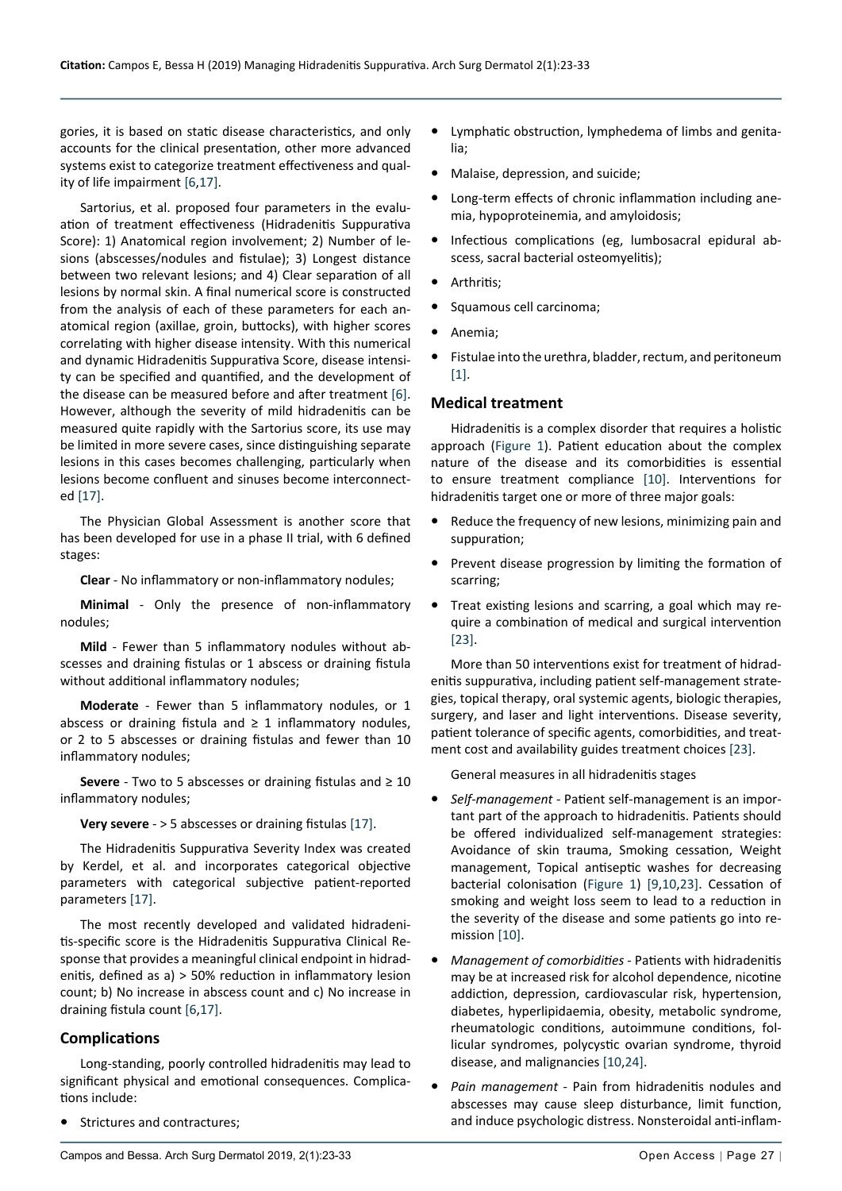gories, it is based on static disease characteristics, and only accounts for the clinical presentation, other more advanced systems exist to categorize treatment effectiveness and quality of life impairment [6,17].

Sartorius, et al. proposed four parameters in the evaluation of treatment effectiveness (Hidradenitis Suppurativa Score): 1) Anatomical region involvement; 2) Number of lesions (abscesses/nodules and fistulae); 3) Longest distance between two relevant lesions; and 4) Clear separation of all lesions by normal skin. A final numerical score is constructed from the analysis of each of these parameters for each anatomical region (axillae, groin, buttocks), with higher scores correlating with higher disease intensity. With this numerical and dynamic Hidradenitis Suppurativa Score, disease intensity can be specified and quantified, and the development of the disease can be measured before and after treatment [6]. However, although the severity of mild hidradenitis can be measured quite rapidly with the Sartorius score, its use may be limited in more severe cases, since distinguishing separate lesions in this cases becomes challenging, particularly when lesions become confluent and sinuses become interconnected [17].

The Physician Global Assessment is another score that has been developed for use in a phase II trial, with 6 defined stages:

**Clear** - No inflammatory or non-inflammatory nodules;

**Minimal** - Only the presence of non-inflammatory nodules;

**Mild** - Fewer than 5 inflammatory nodules without abscesses and draining fistulas or 1 abscess or draining fistula without additional inflammatory nodules;

**Moderate** - Fewer than 5 inflammatory nodules, or 1 abscess or draining fistula and ≥ 1 inflammatory nodules, or 2 to 5 abscesses or draining fistulas and fewer than 10 inflammatory nodules;

**Severe** - Two to 5 abscesses or draining fistulas and ≥ 10 inflammatory nodules;

**Very severe** - > 5 abscesses or draining fistulas [17].

The Hidradenitis Suppurativa Severity Index was created by Kerdel, et al. and incorporates categorical objective parameters with categorical subjective patient-reported parameters [17].

The most recently developed and validated hidradenitis-specific score is the Hidradenitis Suppurativa Clinical Response that provides a meaningful clinical endpoint in hidradenitis, defined as a) > 50% reduction in inflammatory lesion count; b) No increase in abscess count and c) No increase in draining fistula count [6,17].

## Complications

Long-standing, poorly controlled hidradenitis may lead to significant physical and emotional consequences. Complications include:

- Strictures and contractures;
- Lymphatic obstruction, lymphedema of limbs and genitalia;
- Malaise, depression, and suicide;
- Long-term effects of chronic inflammation including anemia, hypoproteinemia, and amyloidosis;
- Infectious complications (eg, lumbosacral epidural abscess, sacral bacterial osteomyelitis);
- Arthritis;
- Squamous cell carcinoma;
- Anemia;
- Fistulae into the urethra, bladder, rectum, and peritoneum [1].

## Medical treatment

Hidradenitis is a complex disorder that requires a holistic approach (Figure 1). Patient education about the complex nature of the disease and its comorbidities is essential to ensure treatment compliance [10]. Interventions for hidradenitis target one or more of three major goals:

- Reduce the frequency of new lesions, minimizing pain and suppuration;
- Prevent disease progression by limiting the formation of scarring;
- Treat existing lesions and scarring, a goal which may require a combination of medical and surgical intervention [23].

More than 50 interventions exist for treatment of hidradenitis suppurativa, including patient self-management strategies, topical therapy, oral systemic agents, biologic therapies, surgery, and laser and light interventions. Disease severity, patient tolerance of specific agents, comorbidities, and treatment cost and availability guides treatment choices [23].

General measures in all hidradenitis stages

- *Self-management* - Patient self-management is an important part of the approach to hidradenitis. Patients should be offered individualized self-management strategies: Avoidance of skin trauma, Smoking cessation, Weight management, Topical antiseptic washes for decreasing bacterial colonisation (Figure 1) [9,10,23]. Cessation of smoking and weight loss seem to lead to a reduction in the severity of the disease and some patients go into remission [10].
- *Management of comorbidities* - Patients with hidradenitis may be at increased risk for alcohol dependence, nicotine addiction, depression, cardiovascular risk, hypertension, diabetes, hyperlipidaemia, obesity, metabolic syndrome, rheumatologic conditions, autoimmune conditions, follicular syndromes, polycystic ovarian syndrome, thyroid disease, and malignancies [10,24].
- *Pain management* - Pain from hidradenitis nodules and abscesses may cause sleep disturbance, limit function, and induce psychologic distress. Nonsteroidal anti-inflam-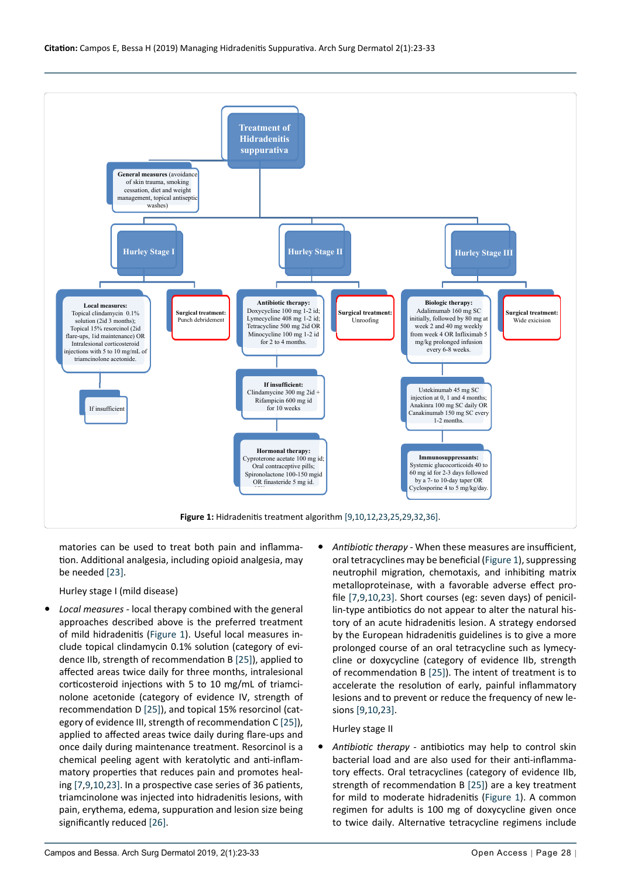**Treatment of Hidradenitis suppurativa**

**General measures** (avoidance of skin trauma, smoking cessation, diet and weight management, topical antiseptic washes)

**Hurley Stage I**

- **Local measures:** Topical clindamycin 0.1% solution (2id 3 months); Topical 15% resorcinol (2id flare-ups, 1id maintenance) OR Intralesional corticosteroid injections with 5 to 10 mg/mL of triamcinolone acetonide.
  - If insufficient
- **Surgical treatment:** Punch debridement

**Hurley Stage II**

- **Antibiotic therapy:** Doxycycline 100 mg 1-2 id; Lymecycline 408 mg 1-2 id; Tetracycline 500 mg 2id OR Minocycline 100 mg 1-2 id for 2 to 4 months.
- **If insufficient:** Clindamycine 300 mg 2id + Rifampicin 600 mg id for 10 weeks
- **Hormonal therapy:** Cyproterone acetate 100 mg id; Oral contraceptive pills; Spironolactone 100-150 mgid OR finasteride 5 mg id.
- **Surgical treatment:** Unroofing

**Hurley Stage III**

- **Biologic therapy:** Adalimumab 160 mg SC initially, followed by 80 mg at week 2 and 40 mg weekly from week 4 OR Infliximab 5 mg/kg prolonged infusion every 6-8 weeks.
- Ustekinumab 45 mg SC injection at 0, 1 and 4 months; Anakinra 100 mg SC daily OR Canakinumab 150 mg SC every 1-2 months.
- **Immunosuppressants:** Systemic glucocorticoids 40 to 60 mg id for 2-3 days followed by a 7- to 10-day taper OR Cyclosporine 4 to 5 mg/kg/day.
- **Surgical treatment:** Wide excision

**Figure 1:** Hidradenitis treatment algorithm [9,10,12,23,25,29,32,36].

matories can be used to treat both pain and inflammation. Additional analgesia, including opioid analgesia, may be needed [23].

Hurley stage I (mild disease)

- *Local measures* - local therapy combined with the general approaches described above is the preferred treatment of mild hidradenitis (Figure 1). Useful local measures include topical clindamycin 0.1% solution (category of evidence IIb, strength of recommendation B [25]), applied to affected areas twice daily for three months, intralesional corticosteroid injections with 5 to 10 mg/mL of triamcinolone acetonide (category of evidence IV, strength of recommendation D [25]), and topical 15% resorcinol (category of evidence III, strength of recommendation C [25]), applied to affected areas twice daily during flare-ups and once daily during maintenance treatment. Resorcinol is a chemical peeling agent with keratolytic and anti-inflammatory properties that reduces pain and promotes healing [7,9,10,23]. In a prospective case series of 36 patients, triamcinolone was injected into hidradenitis lesions, with pain, erythema, edema, suppuration and lesion size being significantly reduced [26].

- *Antibiotic therapy* - When these measures are insufficient, oral tetracyclines may be beneficial (Figure 1), suppressing neutrophil migration, chemotaxis, and inhibiting matrix metalloproteinase, with a favorable adverse effect profile [7,9,10,23]. Short courses (eg: seven days) of penicillin-type antibiotics do not appear to alter the natural history of an acute hidradenitis lesion. A strategy endorsed by the European hidradenitis guidelines is to give a more prolonged course of an oral tetracycline such as lymecycline or doxycycline (category of evidence IIb, strength of recommendation B [25]). The intent of treatment is to accelerate the resolution of early, painful inflammatory lesions and to prevent or reduce the frequency of new lesions [9,10,23].

Hurley stage II

- *Antibiotic therapy* - antibiotics may help to control skin bacterial load and are also used for their anti-inflammatory effects. Oral tetracyclines (category of evidence IIb, strength of recommendation B [25]) are a key treatment for mild to moderate hidradenitis (Figure 1). A common regimen for adults is 100 mg of doxycycline given once to twice daily. Alternative tetracycline regimens include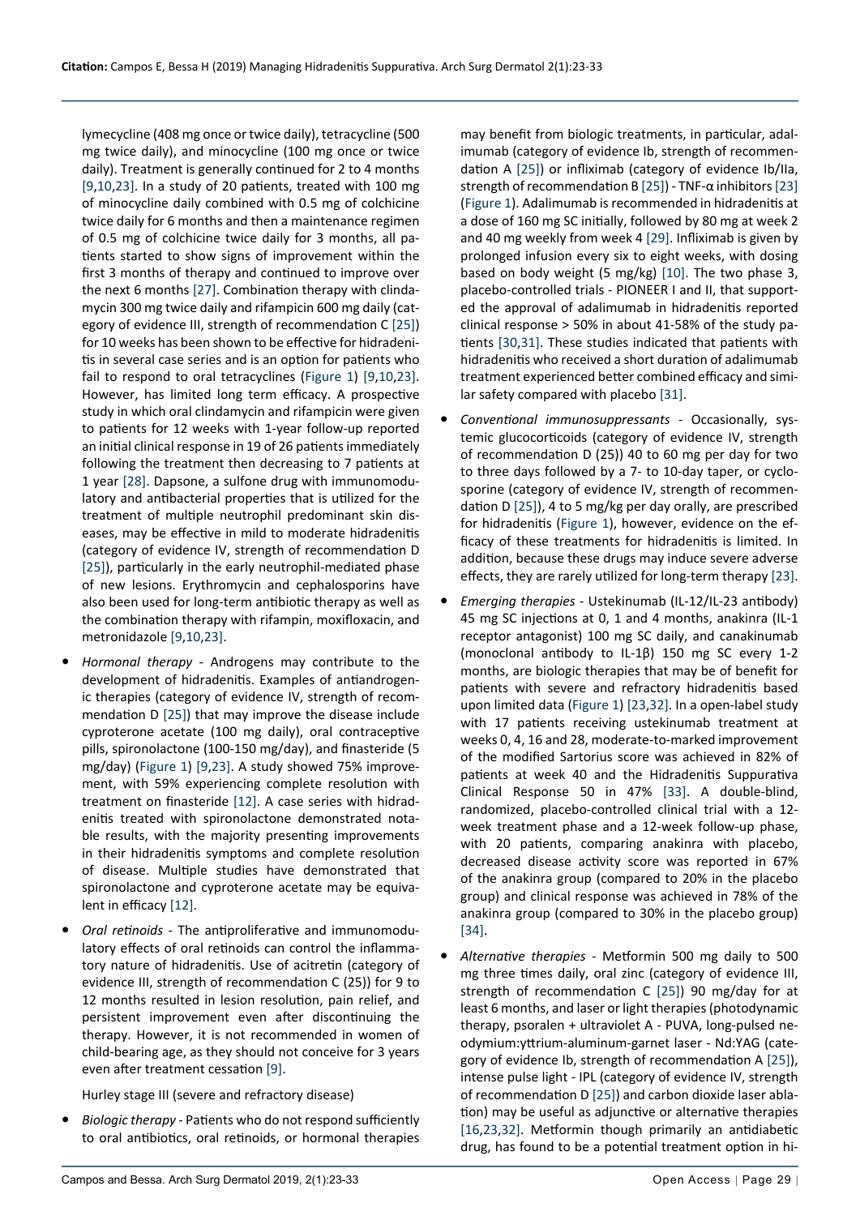lymecycline (408 mg once or twice daily), tetracycline (500 mg twice daily), and minocycline (100 mg once or twice daily). Treatment is generally continued for 2 to 4 months [9,10,23]. In a study of 20 patients, treated with 100 mg of minocycline daily combined with 0.5 mg of colchicine twice daily for 6 months and then a maintenance regimen of 0.5 mg of colchicine twice daily for 3 months, all patients started to show signs of improvement within the first 3 months of therapy and continued to improve over the next 6 months [27]. Combination therapy with clindamycin 300 mg twice daily and rifampicin 600 mg daily (category of evidence III, strength of recommendation C [25]) for 10 weeks has been shown to be effective for hidradenitis in several case series and is an option for patients who fail to respond to oral tetracyclines (Figure 1) [9,10,23]. However, has limited long term efficacy. A prospective study in which oral clindamycin and rifampicin were given to patients for 12 weeks with 1-year follow-up reported an initial clinical response in 19 of 26 patients immediately following the treatment then decreasing to 7 patients at 1 year [28]. Dapsone, a sulfone drug with immunomodulatory and antibacterial properties that is utilized for the treatment of multiple neutrophil predominant skin diseases, may be effective in mild to moderate hidradenitis (category of evidence IV, strength of recommendation D [25]), particularly in the early neutrophil-mediated phase of new lesions. Erythromycin and cephalosporins have also been used for long-term antibiotic therapy as well as the combination therapy with rifampin, moxifloxacin, and metronidazole [9,10,23].

- *Hormonal therapy* - Androgens may contribute to the development of hidradenitis. Examples of antiandrogenic therapies (category of evidence IV, strength of recommendation D [25]) that may improve the disease include cyproterone acetate (100 mg daily), oral contraceptive pills, spironolactone (100-150 mg/day), and finasteride (5 mg/day) (Figure 1) [9,23]. A study showed 75% improvement, with 59% experiencing complete resolution with treatment on finasteride [12]. A case series with hidradenitis treated with spironolactone demonstrated notable results, with the majority presenting improvements in their hidradenitis symptoms and complete resolution of disease. Multiple studies have demonstrated that spironolactone and cyproterone acetate may be equivalent in efficacy [12].

- *Oral retinoids* - The antiproliferative and immunomodulatory effects of oral retinoids can control the inflammatory nature of hidradenitis. Use of acitretin (category of evidence III, strength of recommendation C (25)) for 9 to 12 months resulted in lesion resolution, pain relief, and persistent improvement even after discontinuing the therapy. However, it is not recommended in women of child-bearing age, as they should not conceive for 3 years even after treatment cessation [9].

Hurley stage III (severe and refractory disease)

- *Biologic therapy* - Patients who do not respond sufficiently to oral antibiotics, oral retinoids, or hormonal therapies may benefit from biologic treatments, in particular, adalimumab (category of evidence Ib, strength of recommendation A [25]) or infliximab (category of evidence Ib/IIa, strength of recommendation B [25]) - TNF-α inhibitors [23] (Figure 1). Adalimumab is recommended in hidradenitis at a dose of 160 mg SC initially, followed by 80 mg at week 2 and 40 mg weekly from week 4 [29]. Infliximab is given by prolonged infusion every six to eight weeks, with dosing based on body weight (5 mg/kg) [10]. The two phase 3, placebo-controlled trials - PIONEER I and II, that supported the approval of adalimumab in hidradenitis reported clinical response > 50% in about 41-58% of the study patients [30,31]. These studies indicated that patients with hidradenitis who received a short duration of adalimumab treatment experienced better combined efficacy and similar safety compared with placebo [31].

- *Conventional immunosuppressants* - Occasionally, systemic glucocorticoids (category of evidence IV, strength of recommendation D (25)) 40 to 60 mg per day for two to three days followed by a 7- to 10-day taper, or cyclosporine (category of evidence IV, strength of recommendation D [25]), 4 to 5 mg/kg per day orally, are prescribed for hidradenitis (Figure 1), however, evidence on the efficacy of these treatments for hidradenitis is limited. In addition, because these drugs may induce severe adverse effects, they are rarely utilized for long-term therapy [23].

- *Emerging therapies* - Ustekinumab (IL-12/IL-23 antibody) 45 mg SC injections at 0, 1 and 4 months, anakinra (IL-1 receptor antagonist) 100 mg SC daily, and canakinumab (monoclonal antibody to IL-1β) 150 mg SC every 1-2 months, are biologic therapies that may be of benefit for patients with severe and refractory hidradenitis based upon limited data (Figure 1) [23,32]. In a open-label study with 17 patients receiving ustekinumab treatment at weeks 0, 4, 16 and 28, moderate-to-marked improvement of the modified Sartorius score was achieved in 82% of patients at week 40 and the Hidradenitis Suppurativa Clinical Response 50 in 47% [33]. A double-blind, randomized, placebo-controlled clinical trial with a 12-week treatment phase and a 12-week follow-up phase, with 20 patients, comparing anakinra with placebo, decreased disease activity score was reported in 67% of the anakinra group (compared to 20% in the placebo group) and clinical response was achieved in 78% of the anakinra group (compared to 30% in the placebo group) [34].

- *Alternative therapies* - Metformin 500 mg daily to 500 mg three times daily, oral zinc (category of evidence III, strength of recommendation C [25]) 90 mg/day for at least 6 months, and laser or light therapies (photodynamic therapy, psoralen + ultraviolet A - PUVA, long-pulsed neodymium:yttrium-aluminum-garnet laser - Nd:YAG (category of evidence Ib, strength of recommendation A [25]), intense pulse light - IPL (category of evidence IV, strength of recommendation D [25]) and carbon dioxide laser ablation) may be useful as adjunctive or alternative therapies [16,23,32]. Metformin though primarily an antidiabetic drug, has found to be a potential treatment option in hi-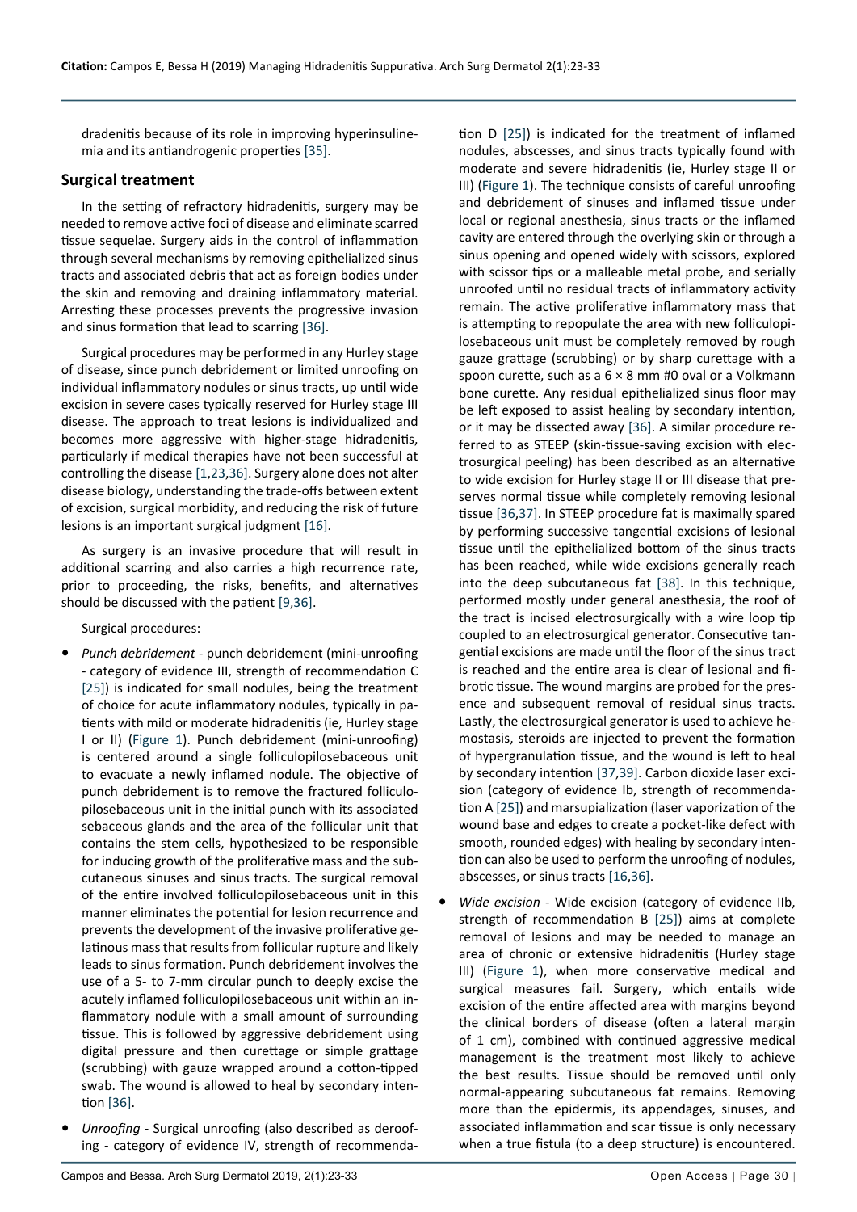dradenitis because of its role in improving hyperinsulinemia and its antiandrogenic properties [35].

## Surgical treatment

In the setting of refractory hidradenitis, surgery may be needed to remove active foci of disease and eliminate scarred tissue sequelae. Surgery aids in the control of inflammation through several mechanisms by removing epithelialized sinus tracts and associated debris that act as foreign bodies under the skin and removing and draining inflammatory material. Arresting these processes prevents the progressive invasion and sinus formation that lead to scarring [36].

Surgical procedures may be performed in any Hurley stage of disease, since punch debridement or limited unroofing on individual inflammatory nodules or sinus tracts, up until wide excision in severe cases typically reserved for Hurley stage III disease. The approach to treat lesions is individualized and becomes more aggressive with higher-stage hidradenitis, particularly if medical therapies have not been successful at controlling the disease [1,23,36]. Surgery alone does not alter disease biology, understanding the trade-offs between extent of excision, surgical morbidity, and reducing the risk of future lesions is an important surgical judgment [16].

As surgery is an invasive procedure that will result in additional scarring and also carries a high recurrence rate, prior to proceeding, the risks, benefits, and alternatives should be discussed with the patient [9,36].

Surgical procedures:

- *Punch debridement* - punch debridement (mini-unroofing - category of evidence III, strength of recommendation C [25]) is indicated for small nodules, being the treatment of choice for acute inflammatory nodules, typically in patients with mild or moderate hidradenitis (ie, Hurley stage I or II) (Figure 1). Punch debridement (mini-unroofing) is centered around a single folliculopilosebaceous unit to evacuate a newly inflamed nodule. The objective of punch debridement is to remove the fractured folliculopilosebaceous unit in the initial punch with its associated sebaceous glands and the area of the follicular unit that contains the stem cells, hypothesized to be responsible for inducing growth of the proliferative mass and the subcutaneous sinuses and sinus tracts. The surgical removal of the entire involved folliculopilosebaceous unit in this manner eliminates the potential for lesion recurrence and prevents the development of the invasive proliferative gelatinous mass that results from follicular rupture and likely leads to sinus formation. Punch debridement involves the use of a 5- to 7-mm circular punch to deeply excise the acutely inflamed folliculopilosebaceous unit within an inflammatory nodule with a small amount of surrounding tissue. This is followed by aggressive debridement using digital pressure and then curettage or simple grattage (scrubbing) with gauze wrapped around a cotton-tipped swab. The wound is allowed to heal by secondary intention [36].

- *Unroofing* - Surgical unroofing (also described as deroofing - category of evidence IV, strength of recommendation D [25]) is indicated for the treatment of inflamed nodules, abscesses, and sinus tracts typically found with moderate and severe hidradenitis (ie, Hurley stage II or III) (Figure 1). The technique consists of careful unroofing and debridement of sinuses and inflamed tissue under local or regional anesthesia, sinus tracts or the inflamed cavity are entered through the overlying skin or through a sinus opening and opened widely with scissors, explored with scissor tips or a malleable metal probe, and serially unroofed until no residual tracts of inflammatory activity remain. The active proliferative inflammatory mass that is attempting to repopulate the area with new folliculopilosebaceous unit must be completely removed by rough gauze grattage (scrubbing) or by sharp curettage with a spoon curette, such as a 6 × 8 mm #0 oval or a Volkmann bone curette. Any residual epithelialized sinus floor may be left exposed to assist healing by secondary intention, or it may be dissected away [36]. A similar procedure referred to as STEEP (skin-tissue-saving excision with electrosurgical peeling) has been described as an alternative to wide excision for Hurley stage II or III disease that preserves normal tissue while completely removing lesional tissue [36,37]. In STEEP procedure fat is maximally spared by performing successive tangential excisions of lesional tissue until the epithelialized bottom of the sinus tracts has been reached, while wide excisions generally reach into the deep subcutaneous fat [38]. In this technique, performed mostly under general anesthesia, the roof of the tract is incised electrosurgically with a wire loop tip coupled to an electrosurgical generator. Consecutive tangential excisions are made until the floor of the sinus tract is reached and the entire area is clear of lesional and fibrotic tissue. The wound margins are probed for the presence and subsequent removal of residual sinus tracts. Lastly, the electrosurgical generator is used to achieve hemostasis, steroids are injected to prevent the formation of hypergranulation tissue, and the wound is left to heal by secondary intention [37,39]. Carbon dioxide laser excision (category of evidence Ib, strength of recommendation A [25]) and marsupialization (laser vaporization of the wound base and edges to create a pocket-like defect with smooth, rounded edges) with healing by secondary intention can also be used to perform the unroofing of nodules, abscesses, or sinus tracts [16,36].

- *Wide excision* - Wide excision (category of evidence IIb, strength of recommendation B [25]) aims at complete removal of lesions and may be needed to manage an area of chronic or extensive hidradenitis (Hurley stage III) (Figure 1), when more conservative medical and surgical measures fail. Surgery, which entails wide excision of the entire affected area with margins beyond the clinical borders of disease (often a lateral margin of 1 cm), combined with continued aggressive medical management is the treatment most likely to achieve the best results. Tissue should be removed until only normal-appearing subcutaneous fat remains. Removing more than the epidermis, its appendages, sinuses, and associated inflammation and scar tissue is only necessary when a true fistula (to a deep structure) is encountered.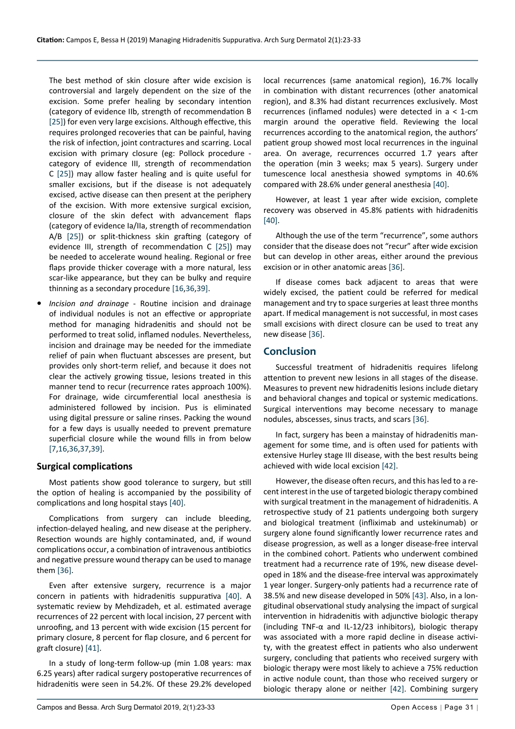The best method of skin closure after wide excision is controversial and largely dependent on the size of the excision. Some prefer healing by secondary intention (category of evidence IIb, strength of recommendation B [25]) for even very large excisions. Although effective, this requires prolonged recoveries that can be painful, having the risk of infection, joint contractures and scarring. Local excision with primary closure (eg: Pollock procedure - category of evidence III, strength of recommendation C [25]) may allow faster healing and is quite useful for smaller excisions, but if the disease is not adequately excised, active disease can then present at the periphery of the excision. With more extensive surgical excision, closure of the skin defect with advancement flaps (category of evidence Ia/IIa, strength of recommendation A/B [25]) or split-thickness skin grafting (category of evidence III, strength of recommendation C [25]) may be needed to accelerate wound healing. Regional or free flaps provide thicker coverage with a more natural, less scar-like appearance, but they can be bulky and require thinning as a secondary procedure [16,36,39].

- *Incision and drainage* - Routine incision and drainage of individual nodules is not an effective or appropriate method for managing hidradenitis and should not be performed to treat solid, inflamed nodules. Nevertheless, incision and drainage may be needed for the immediate relief of pain when fluctuant abscesses are present, but provides only short-term relief, and because it does not clear the actively growing tissue, lesions treated in this manner tend to recur (recurrence rates approach 100%). For drainage, wide circumferential local anesthesia is administered followed by incision. Pus is eliminated using digital pressure or saline rinses. Packing the wound for a few days is usually needed to prevent premature superficial closure while the wound fills in from below [7,16,36,37,39].

### Surgical complications

Most patients show good tolerance to surgery, but still the option of healing is accompanied by the possibility of complications and long hospital stays [40].

Complications from surgery can include bleeding, infection-delayed healing, and new disease at the periphery. Resection wounds are highly contaminated, and, if wound complications occur, a combination of intravenous antibiotics and negative pressure wound therapy can be used to manage them [36].

Even after extensive surgery, recurrence is a major concern in patients with hidradenitis suppurativa [40]. A systematic review by Mehdizadeh, et al. estimated average recurrences of 22 percent with local incision, 27 percent with unroofing, and 13 percent with wide excision (15 percent for primary closure, 8 percent for flap closure, and 6 percent for graft closure) [41].

In a study of long-term follow-up (min 1.08 years: max 6.25 years) after radical surgery postoperative recurrences of hidradenitis were seen in 54.2%. Of these 29.2% developed local recurrences (same anatomical region), 16.7% locally in combination with distant recurrences (other anatomical region), and 8.3% had distant recurrences exclusively. Most recurrences (inflamed nodules) were detected in a < 1-cm margin around the operative field. Reviewing the local recurrences according to the anatomical region, the authors' patient group showed most local recurrences in the inguinal area. On average, recurrences occurred 1.7 years after the operation (min 3 weeks; max 5 years). Surgery under tumescence local anesthesia showed symptoms in 40.6% compared with 28.6% under general anesthesia [40].

However, at least 1 year after wide excision, complete recovery was observed in 45.8% patients with hidradenitis [40].

Although the use of the term "recurrence", some authors consider that the disease does not "recur" after wide excision but can develop in other areas, either around the previous excision or in other anatomic areas [36].

If disease comes back adjacent to areas that were widely excised, the patient could be referred for medical management and try to space surgeries at least three months apart. If medical management is not successful, in most cases small excisions with direct closure can be used to treat any new disease [36].

## Conclusion

Successful treatment of hidradenitis requires lifelong attention to prevent new lesions in all stages of the disease. Measures to prevent new hidradenitis lesions include dietary and behavioral changes and topical or systemic medications. Surgical interventions may become necessary to manage nodules, abscesses, sinus tracts, and scars [36].

In fact, surgery has been a mainstay of hidradenitis management for some time, and is often used for patients with extensive Hurley stage III disease, with the best results being achieved with wide local excision [42].

However, the disease often recurs, and this has led to a recent interest in the use of targeted biologic therapy combined with surgical treatment in the management of hidradenitis. A retrospective study of 21 patients undergoing both surgery and biological treatment (infliximab and ustekinumab) or surgery alone found significantly lower recurrence rates and disease progression, as well as a longer disease-free interval in the combined cohort. Patients who underwent combined treatment had a recurrence rate of 19%, new disease developed in 18% and the disease-free interval was approximately 1 year longer. Surgery-only patients had a recurrence rate of 38.5% and new disease developed in 50% [43]. Also, in a longitudinal observational study analysing the impact of surgical intervention in hidradenitis with adjunctive biologic therapy (including TNF-α and IL-12/23 inhibitors), biologic therapy was associated with a more rapid decline in disease activity, with the greatest effect in patients who also underwent surgery, concluding that patients who received surgery with biologic therapy were most likely to achieve a 75% reduction in active nodule count, than those who received surgery or biologic therapy alone or neither [42]. Combining surgery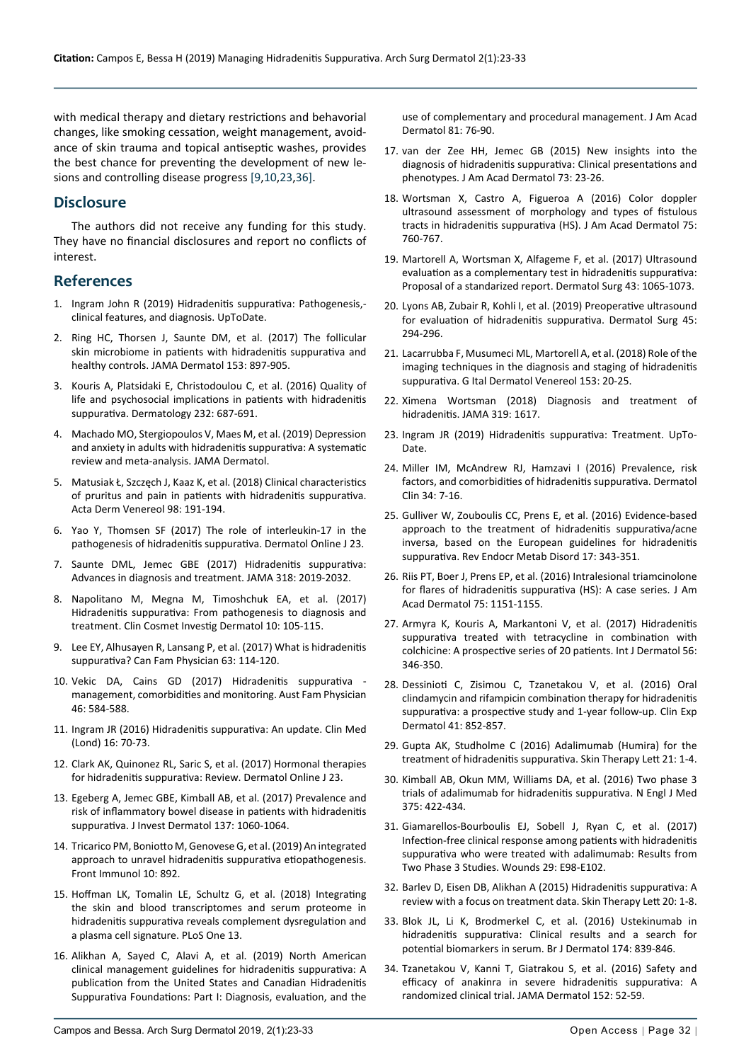with medical therapy and dietary restrictions and behavorial changes, like smoking cessation, weight management, avoidance of skin trauma and topical antiseptic washes, provides the best chance for preventing the development of new lesions and controlling disease progress [9,10,23,36].

## Disclosure

The authors did not receive any funding for this study. They have no financial disclosures and report no conflicts of interest.

## References

1. Ingram John R (2019) Hidradenitis suppurativa: Pathogenesis,-clinical features, and diagnosis. UpToDate.
2. Ring HC, Thorsen J, Saunte DM, et al. (2017) The follicular skin microbiome in patients with hidradenitis suppurativa and healthy controls. JAMA Dermatol 153: 897-905.
3. Kouris A, Platsidaki E, Christodoulou C, et al. (2016) Quality of life and psychosocial implications in patients with hidradenitis suppurativa. Dermatology 232: 687-691.
4. Machado MO, Stergiopoulos V, Maes M, et al. (2019) Depression and anxiety in adults with hidradenitis suppurativa: A systematic review and meta-analysis. JAMA Dermatol.
5. Matusiak Ł, Szczęch J, Kaaz K, et al. (2018) Clinical characteristics of pruritus and pain in patients with hidradenitis suppurativa. Acta Derm Venereol 98: 191-194.
6. Yao Y, Thomsen SF (2017) The role of interleukin-17 in the pathogenesis of hidradenitis suppurativa. Dermatol Online J 23.
7. Saunte DML, Jemec GBE (2017) Hidradenitis suppurativa: Advances in diagnosis and treatment. JAMA 318: 2019-2032.
8. Napolitano M, Megna M, Timoshchuk EA, et al. (2017) Hidradenitis suppurativa: From pathogenesis to diagnosis and treatment. Clin Cosmet Investig Dermatol 10: 105-115.
9. Lee EY, Alhusayen R, Lansang P, et al. (2017) What is hidradenitis suppurativa? Can Fam Physician 63: 114-120.
10. Vekic DA, Cains GD (2017) Hidradenitis suppurativa - management, comorbidities and monitoring. Aust Fam Physician 46: 584-588.
11. Ingram JR (2016) Hidradenitis suppurativa: An update. Clin Med (Lond) 16: 70-73.
12. Clark AK, Quinonez RL, Saric S, et al. (2017) Hormonal therapies for hidradenitis suppurativa: Review. Dermatol Online J 23.
13. Egeberg A, Jemec GBE, Kimball AB, et al. (2017) Prevalence and risk of inflammatory bowel disease in patients with hidradenitis suppurativa. J Invest Dermatol 137: 1060-1064.
14. Tricarico PM, Boniotto M, Genovese G, et al. (2019) An integrated approach to unravel hidradenitis suppurativa etiopathogenesis. Front Immunol 10: 892.
15. Hoffman LK, Tomalin LE, Schultz G, et al. (2018) Integrating the skin and blood transcriptomes and serum proteome in hidradenitis suppurativa reveals complement dysregulation and a plasma cell signature. PLoS One 13.
16. Alikhan A, Sayed C, Alavi A, et al. (2019) North American clinical management guidelines for hidradenitis suppurativa: A publication from the United States and Canadian Hidradenitis Suppurativa Foundations: Part I: Diagnosis, evaluation, and the use of complementary and procedural management. J Am Acad Dermatol 81: 76-90.
17. van der Zee HH, Jemec GB (2015) New insights into the diagnosis of hidradenitis suppurativa: Clinical presentations and phenotypes. J Am Acad Dermatol 73: 23-26.
18. Wortsman X, Castro A, Figueroa A (2016) Color doppler ultrasound assessment of morphology and types of fistulous tracts in hidradenitis suppurativa (HS). J Am Acad Dermatol 75: 760-767.
19. Martorell A, Wortsman X, Alfageme F, et al. (2017) Ultrasound evaluation as a complementary test in hidradenitis suppurativa: Proposal of a standarized report. Dermatol Surg 43: 1065-1073.
20. Lyons AB, Zubair R, Kohli I, et al. (2019) Preoperative ultrasound for evaluation of hidradenitis suppurativa. Dermatol Surg 45: 294-296.
21. Lacarrubba F, Musumeci ML, Martorell A, et al. (2018) Role of the imaging techniques in the diagnosis and staging of hidradenitis suppurativa. G Ital Dermatol Venereol 153: 20-25.
22. Ximena Wortsman (2018) Diagnosis and treatment of hidradenitis. JAMA 319: 1617.
23. Ingram JR (2019) Hidradenitis suppurativa: Treatment. UpToDate.
24. Miller IM, McAndrew RJ, Hamzavi I (2016) Prevalence, risk factors, and comorbidities of hidradenitis suppurativa. Dermatol Clin 34: 7-16.
25. Gulliver W, Zouboulis CC, Prens E, et al. (2016) Evidence-based approach to the treatment of hidradenitis suppurativa/acne inversa, based on the European guidelines for hidradenitis suppurativa. Rev Endocr Metab Disord 17: 343-351.
26. Riis PT, Boer J, Prens EP, et al. (2016) Intralesional triamcinolone for flares of hidradenitis suppurativa (HS): A case series. J Am Acad Dermatol 75: 1151-1155.
27. Armyra K, Kouris A, Markantoni V, et al. (2017) Hidradenitis suppurativa treated with tetracycline in combination with colchicine: A prospective series of 20 patients. Int J Dermatol 56: 346-350.
28. Dessinioti C, Zisimou C, Tzanetakou V, et al. (2016) Oral clindamycin and rifampicin combination therapy for hidradenitis suppurativa: a prospective study and 1-year follow-up. Clin Exp Dermatol 41: 852-857.
29. Gupta AK, Studholme C (2016) Adalimumab (Humira) for the treatment of hidradenitis suppurativa. Skin Therapy Lett 21: 1-4.
30. Kimball AB, Okun MM, Williams DA, et al. (2016) Two phase 3 trials of adalimumab for hidradenitis suppurativa. N Engl J Med 375: 422-434.
31. Giamarellos-Bourboulis EJ, Sobell J, Ryan C, et al. (2017) Infection-free clinical response among patients with hidradenitis suppurativa who were treated with adalimumab: Results from Two Phase 3 Studies. Wounds 29: E98-E102.
32. Barlev D, Eisen DB, Alikhan A (2015) Hidradenitis suppurativa: A review with a focus on treatment data. Skin Therapy Lett 20: 1-8.
33. Blok JL, Li K, Brodmerkel C, et al. (2016) Ustekinumab in hidradenitis suppurativa: Clinical results and a search for potential biomarkers in serum. Br J Dermatol 174: 839-846.
34. Tzanetakou V, Kanni T, Giatrakou S, et al. (2016) Safety and efficacy of anakinra in severe hidradenitis suppurativa: A randomized clinical trial. JAMA Dermatol 152: 52-59.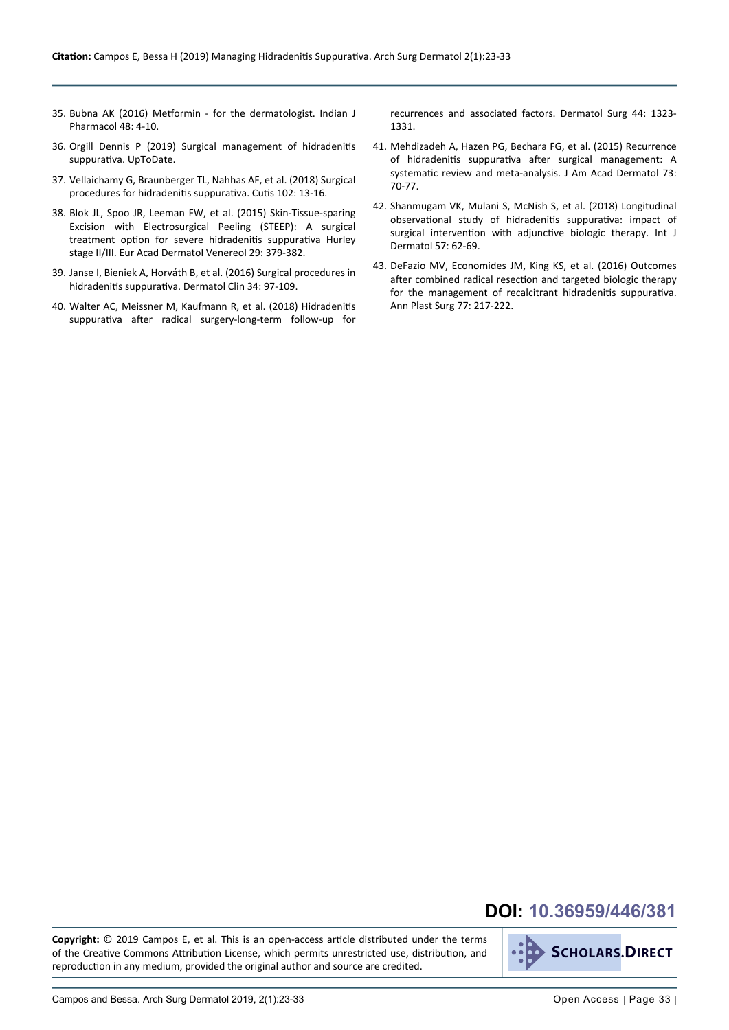35. Bubna AK (2016) Metformin - for the dermatologist. Indian J Pharmacol 48: 4-10.
36. Orgill Dennis P (2019) Surgical management of hidradenitis suppurativa. UpToDate.
37. Vellaichamy G, Braunberger TL, Nahhas AF, et al. (2018) Surgical procedures for hidradenitis suppurativa. Cutis 102: 13-16.
38. Blok JL, Spoo JR, Leeman FW, et al. (2015) Skin-Tissue-sparing Excision with Electrosurgical Peeling (STEEP): A surgical treatment option for severe hidradenitis suppurativa Hurley stage II/III. Eur Acad Dermatol Venereol 29: 379-382.
39. Janse I, Bieniek A, Horváth B, et al. (2016) Surgical procedures in hidradenitis suppurativa. Dermatol Clin 34: 97-109.
40. Walter AC, Meissner M, Kaufmann R, et al. (2018) Hidradenitis suppurativa after radical surgery-long-term follow-up for recurrences and associated factors. Dermatol Surg 44: 1323-1331.
41. Mehdizadeh A, Hazen PG, Bechara FG, et al. (2015) Recurrence of hidradenitis suppurativa after surgical management: A systematic review and meta-analysis. J Am Acad Dermatol 73: 70-77.
42. Shanmugam VK, Mulani S, McNish S, et al. (2018) Longitudinal observational study of hidradenitis suppurativa: impact of surgical intervention with adjunctive biologic therapy. Int J Dermatol 57: 62-69.
43. DeFazio MV, Economides JM, King KS, et al. (2016) Outcomes after combined radical resection and targeted biologic therapy for the management of recalcitrant hidradenitis suppurativa. Ann Plast Surg 77: 217-222.

**DOI: 10.36959/446/381**

**Copyright:** © 2019 Campos E, et al. This is an open-access article distributed under the terms of the Creative Commons Attribution License, which permits unrestricted use, distribution, and reproduction in any medium, provided the original author and source are credited.